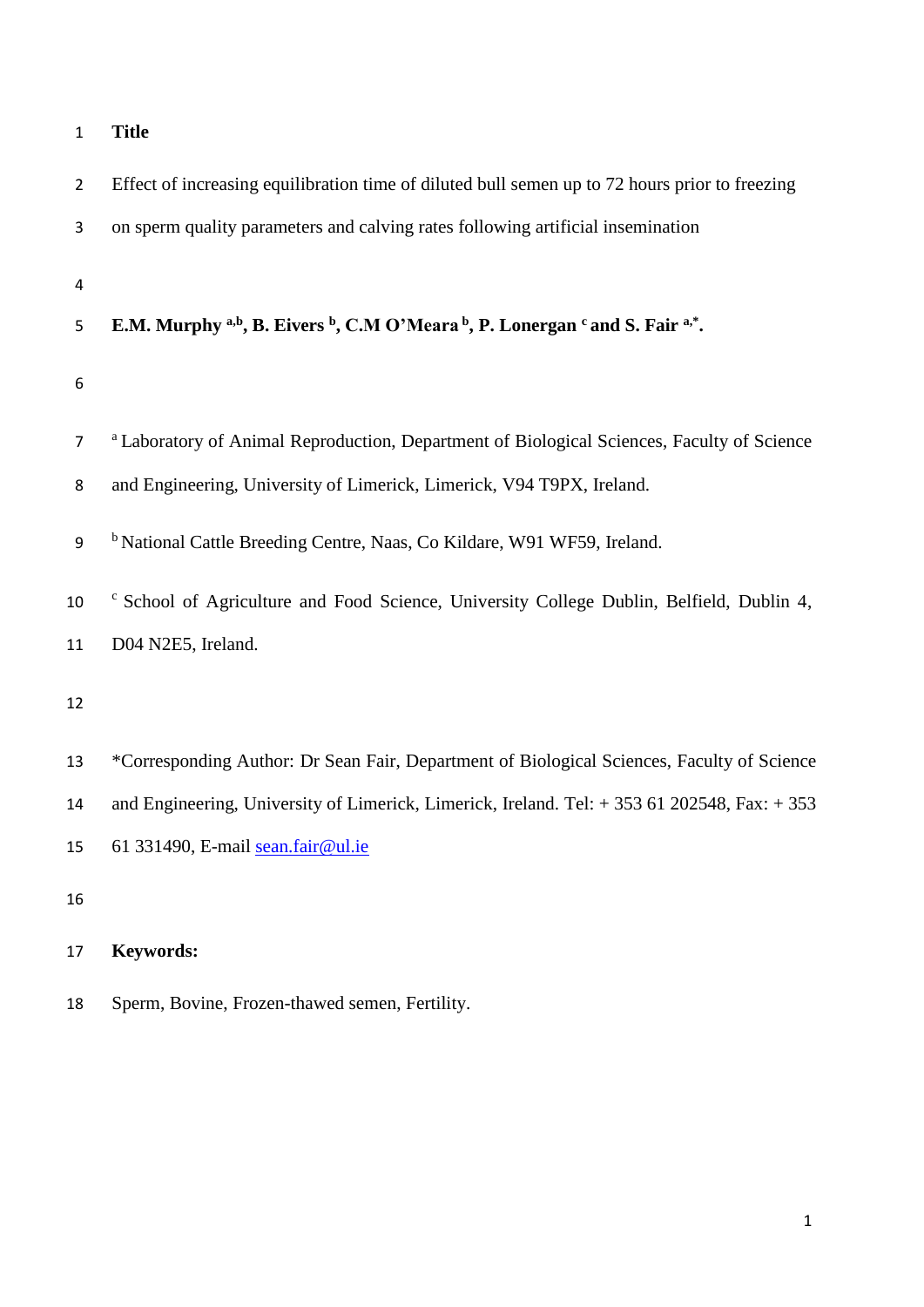# Title

Effect of increasing equilibration time of diluted bull semen up to 72 hours prior to freezing on sperm quality parameters and calving rates following artificial insemination

**E.M. Murphy [a,b], B. Eivers [b], C.M O'Meara [b], P. Lonergan [c] and S. Fair [a,*].**

[a] Laboratory of Animal Reproduction, Department of Biological Sciences, Faculty of Science and Engineering, University of Limerick, Limerick, V94 T9PX, Ireland.

[b] National Cattle Breeding Centre, Naas, Co Kildare, W91 WF59, Ireland.

[c] School of Agriculture and Food Science, University College Dublin, Belfield, Dublin 4, D04 N2E5, Ireland.

*Corresponding Author: Dr Sean Fair, Department of Biological Sciences, Faculty of Science and Engineering, University of Limerick, Limerick, Ireland. Tel: + 353 61 202548, Fax: + 353 61 331490, E-mail sean.fair@ul.ie

**Keywords:**

Sperm, Bovine, Frozen-thawed semen, Fertility.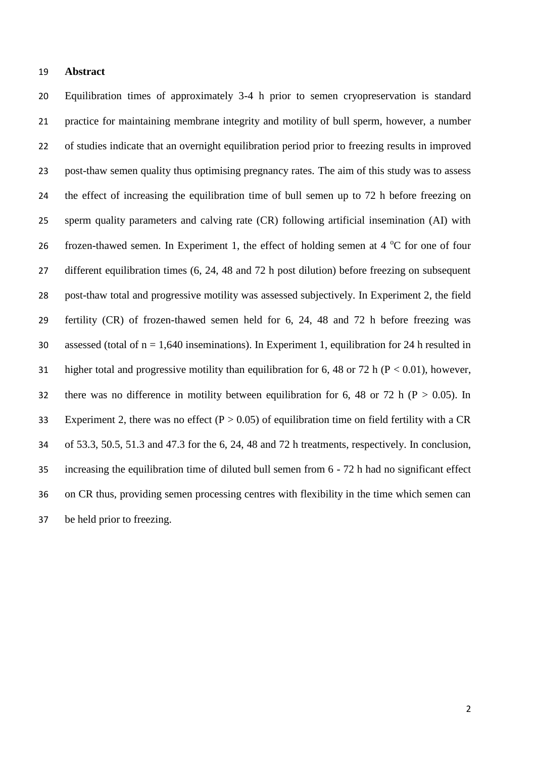**Abstract**

Equilibration times of approximately 3-4 h prior to semen cryopreservation is standard practice for maintaining membrane integrity and motility of bull sperm, however, a number of studies indicate that an overnight equilibration period prior to freezing results in improved post-thaw semen quality thus optimising pregnancy rates. The aim of this study was to assess the effect of increasing the equilibration time of bull semen up to 72 h before freezing on sperm quality parameters and calving rate (CR) following artificial insemination (AI) with frozen-thawed semen. In Experiment 1, the effect of holding semen at 4 $^{o}$C for one of four different equilibration times (6, 24, 48 and 72 h post dilution) before freezing on subsequent post-thaw total and progressive motility was assessed subjectively. In Experiment 2, the field fertility (CR) of frozen-thawed semen held for 6, 24, 48 and 72 h before freezing was assessed (total of $n = 1,640$ inseminations). In Experiment 1, equilibration for 24 h resulted in higher total and progressive motility than equilibration for 6, 48 or 72 h ($P < 0.01$), however, there was no difference in motility between equilibration for 6, 48 or 72 h ($P > 0.05$). In Experiment 2, there was no effect ($P > 0.05$) of equilibration time on field fertility with a CR of 53.3, 50.5, 51.3 and 47.3 for the 6, 24, 48 and 72 h treatments, respectively. In conclusion, increasing the equilibration time of diluted bull semen from 6 - 72 h had no significant effect on CR thus, providing semen processing centres with flexibility in the time which semen can be held prior to freezing.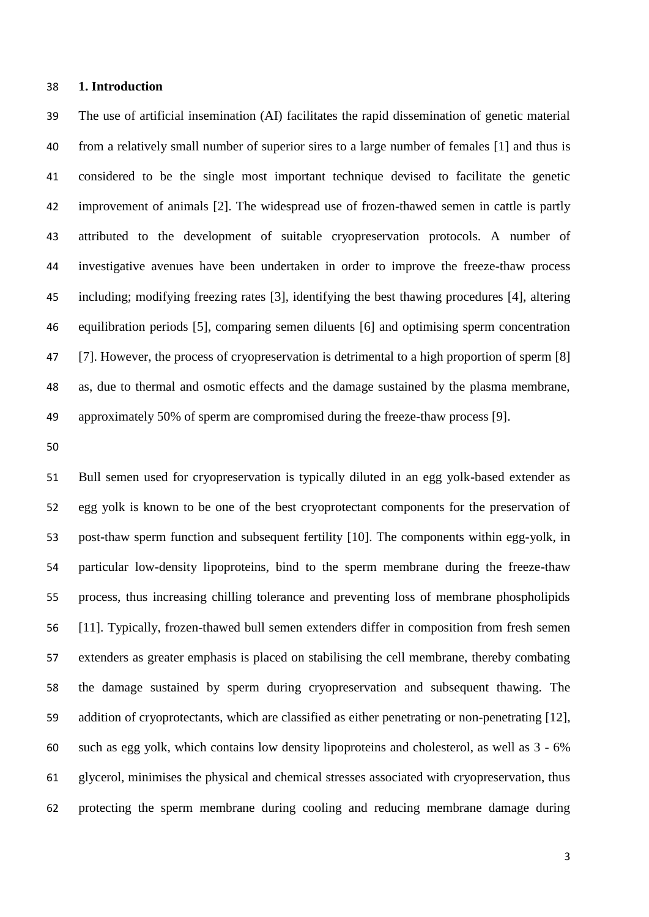## 1. Introduction

The use of artificial insemination (AI) facilitates the rapid dissemination of genetic material from a relatively small number of superior sires to a large number of females [1] and thus is considered to be the single most important technique devised to facilitate the genetic improvement of animals [2]. The widespread use of frozen-thawed semen in cattle is partly attributed to the development of suitable cryopreservation protocols. A number of investigative avenues have been undertaken in order to improve the freeze-thaw process including; modifying freezing rates [3], identifying the best thawing procedures [4], altering equilibration periods [5], comparing semen diluents [6] and optimising sperm concentration [7]. However, the process of cryopreservation is detrimental to a high proportion of sperm [8] as, due to thermal and osmotic effects and the damage sustained by the plasma membrane, approximately 50% of sperm are compromised during the freeze-thaw process [9].

Bull semen used for cryopreservation is typically diluted in an egg yolk-based extender as egg yolk is known to be one of the best cryoprotectant components for the preservation of post-thaw sperm function and subsequent fertility [10]. The components within egg-yolk, in particular low-density lipoproteins, bind to the sperm membrane during the freeze-thaw process, thus increasing chilling tolerance and preventing loss of membrane phospholipids [11]. Typically, frozen-thawed bull semen extenders differ in composition from fresh semen extenders as greater emphasis is placed on stabilising the cell membrane, thereby combating the damage sustained by sperm during cryopreservation and subsequent thawing. The addition of cryoprotectants, which are classified as either penetrating or non-penetrating [12], such as egg yolk, which contains low density lipoproteins and cholesterol, as well as 3 - 6% glycerol, minimises the physical and chemical stresses associated with cryopreservation, thus protecting the sperm membrane during cooling and reducing membrane damage during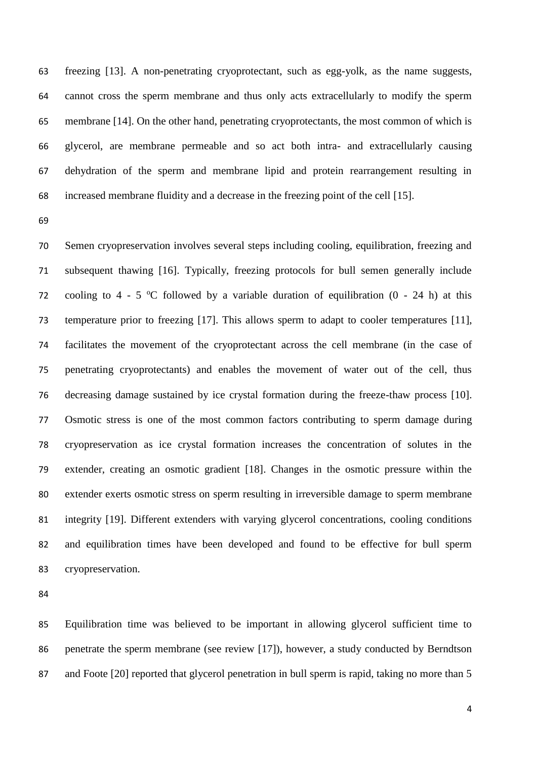freezing [13]. A non-penetrating cryoprotectant, such as egg-yolk, as the name suggests, cannot cross the sperm membrane and thus only acts extracellularly to modify the sperm membrane [14]. On the other hand, penetrating cryoprotectants, the most common of which is glycerol, are membrane permeable and so act both intra- and extracellularly causing dehydration of the sperm and membrane lipid and protein rearrangement resulting in increased membrane fluidity and a decrease in the freezing point of the cell [15].

Semen cryopreservation involves several steps including cooling, equilibration, freezing and subsequent thawing [16]. Typically, freezing protocols for bull semen generally include cooling to 4 - 5 $^{o}$C followed by a variable duration of equilibration (0 - 24 h) at this temperature prior to freezing [17]. This allows sperm to adapt to cooler temperatures [11], facilitates the movement of the cryoprotectant across the cell membrane (in the case of penetrating cryoprotectants) and enables the movement of water out of the cell, thus decreasing damage sustained by ice crystal formation during the freeze-thaw process [10]. Osmotic stress is one of the most common factors contributing to sperm damage during cryopreservation as ice crystal formation increases the concentration of solutes in the extender, creating an osmotic gradient [18]. Changes in the osmotic pressure within the extender exerts osmotic stress on sperm resulting in irreversible damage to sperm membrane integrity [19]. Different extenders with varying glycerol concentrations, cooling conditions and equilibration times have been developed and found to be effective for bull sperm cryopreservation.

Equilibration time was believed to be important in allowing glycerol sufficient time to penetrate the sperm membrane (see review [17]), however, a study conducted by Berndtson and Foote [20] reported that glycerol penetration in bull sperm is rapid, taking no more than 5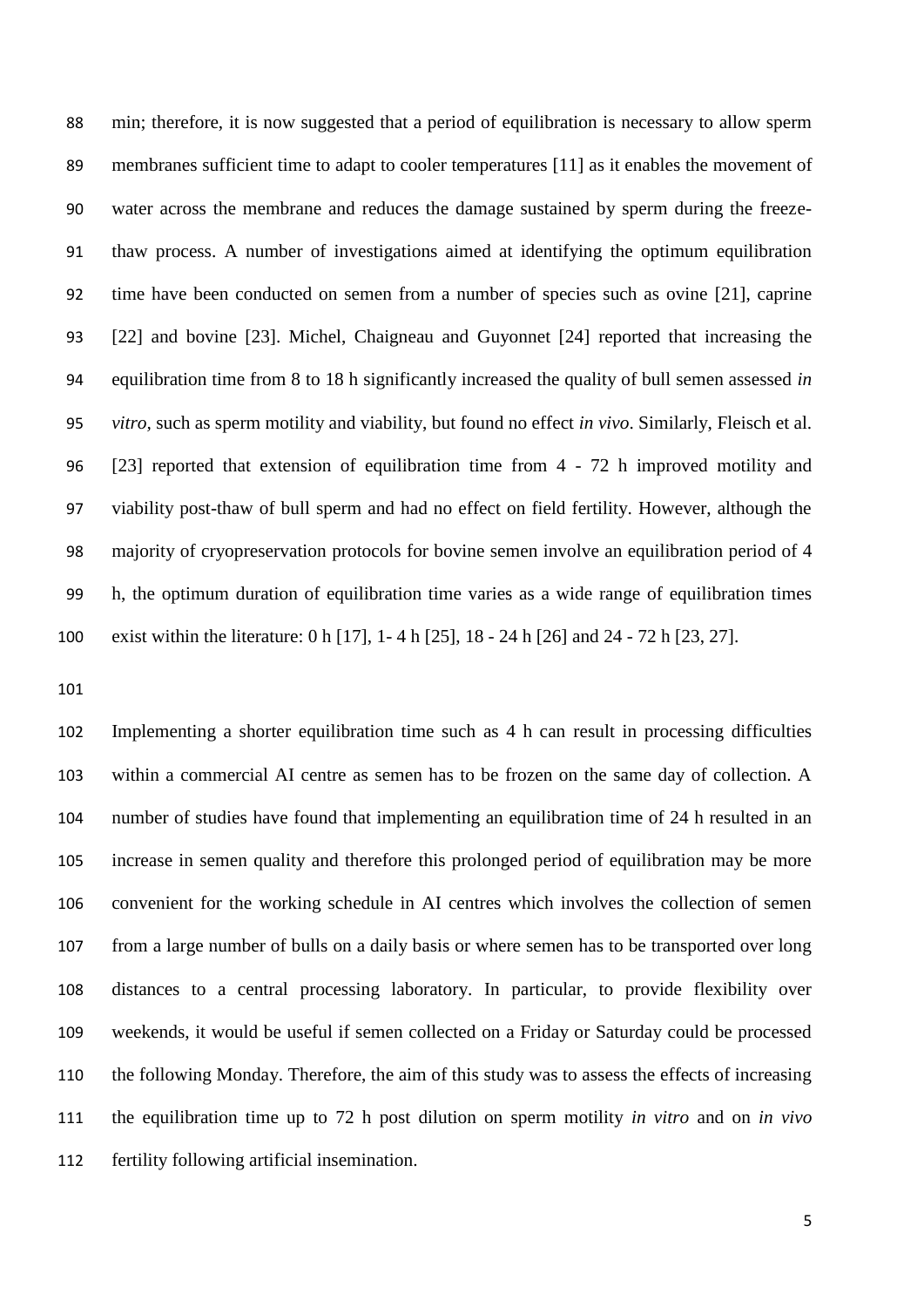min; therefore, it is now suggested that a period of equilibration is necessary to allow sperm membranes sufficient time to adapt to cooler temperatures [11] as it enables the movement of water across the membrane and reduces the damage sustained by sperm during the freeze-thaw process. A number of investigations aimed at identifying the optimum equilibration time have been conducted on semen from a number of species such as ovine [21], caprine [22] and bovine [23]. Michel, Chaigneau and Guyonnet [24] reported that increasing the equilibration time from 8 to 18 h significantly increased the quality of bull semen assessed *in vitro*, such as sperm motility and viability, but found no effect *in vivo*. Similarly, Fleisch et al. [23] reported that extension of equilibration time from 4 - 72 h improved motility and viability post-thaw of bull sperm and had no effect on field fertility. However, although the majority of cryopreservation protocols for bovine semen involve an equilibration period of 4 h, the optimum duration of equilibration time varies as a wide range of equilibration times exist within the literature: 0 h [17], 1- 4 h [25], 18 - 24 h [26] and 24 - 72 h [23, 27].

Implementing a shorter equilibration time such as 4 h can result in processing difficulties within a commercial AI centre as semen has to be frozen on the same day of collection. A number of studies have found that implementing an equilibration time of 24 h resulted in an increase in semen quality and therefore this prolonged period of equilibration may be more convenient for the working schedule in AI centres which involves the collection of semen from a large number of bulls on a daily basis or where semen has to be transported over long distances to a central processing laboratory. In particular, to provide flexibility over weekends, it would be useful if semen collected on a Friday or Saturday could be processed the following Monday. Therefore, the aim of this study was to assess the effects of increasing the equilibration time up to 72 h post dilution on sperm motility *in vitro* and on *in vivo* fertility following artificial insemination.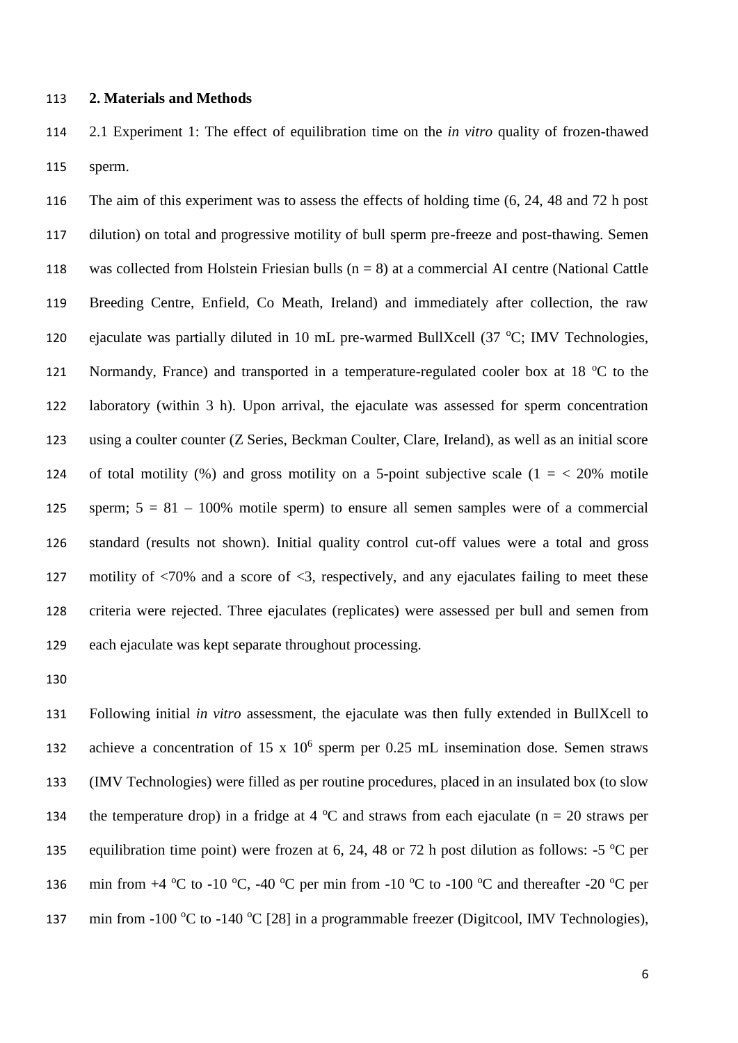## 2. Materials and Methods

2.1 Experiment 1: The effect of equilibration time on the *in vitro* quality of frozen-thawed sperm.

The aim of this experiment was to assess the effects of holding time (6, 24, 48 and 72 h post dilution) on total and progressive motility of bull sperm pre-freeze and post-thawing. Semen was collected from Holstein Friesian bulls ($n = 8$) at a commercial AI centre (National Cattle Breeding Centre, Enfield, Co Meath, Ireland) and immediately after collection, the raw ejaculate was partially diluted in 10 mL pre-warmed BullXcell (37 $^{o}$C; IMV Technologies, Normandy, France) and transported in a temperature-regulated cooler box at 18 $^{o}$C to the laboratory (within 3 h). Upon arrival, the ejaculate was assessed for sperm concentration using a coulter counter (Z Series, Beckman Coulter, Clare, Ireland), as well as an initial score of total motility (%) and gross motility on a 5-point subjective scale (1 = < 20% motile sperm; 5 = 81 – 100% motile sperm) to ensure all semen samples were of a commercial standard (results not shown). Initial quality control cut-off values were a total and gross motility of <70% and a score of <3, respectively, and any ejaculates failing to meet these criteria were rejected. Three ejaculates (replicates) were assessed per bull and semen from each ejaculate was kept separate throughout processing.

Following initial *in vitro* assessment, the ejaculate was then fully extended in BullXcell to achieve a concentration of 15 x $10^{6}$ sperm per 0.25 mL insemination dose. Semen straws (IMV Technologies) were filled as per routine procedures, placed in an insulated box (to slow the temperature drop) in a fridge at 4 $^{o}$C and straws from each ejaculate ($n = 20$ straws per equilibration time point) were frozen at 6, 24, 48 or 72 h post dilution as follows: -5 $^{o}$C per min from +4 $^{o}$C to -10 $^{o}$C, -40 $^{o}$C per min from -10 $^{o}$C to -100 $^{o}$C and thereafter -20 $^{o}$C per min from -100 $^{o}$C to -140 $^{o}$C [28] in a programmable freezer (Digitcool, IMV Technologies),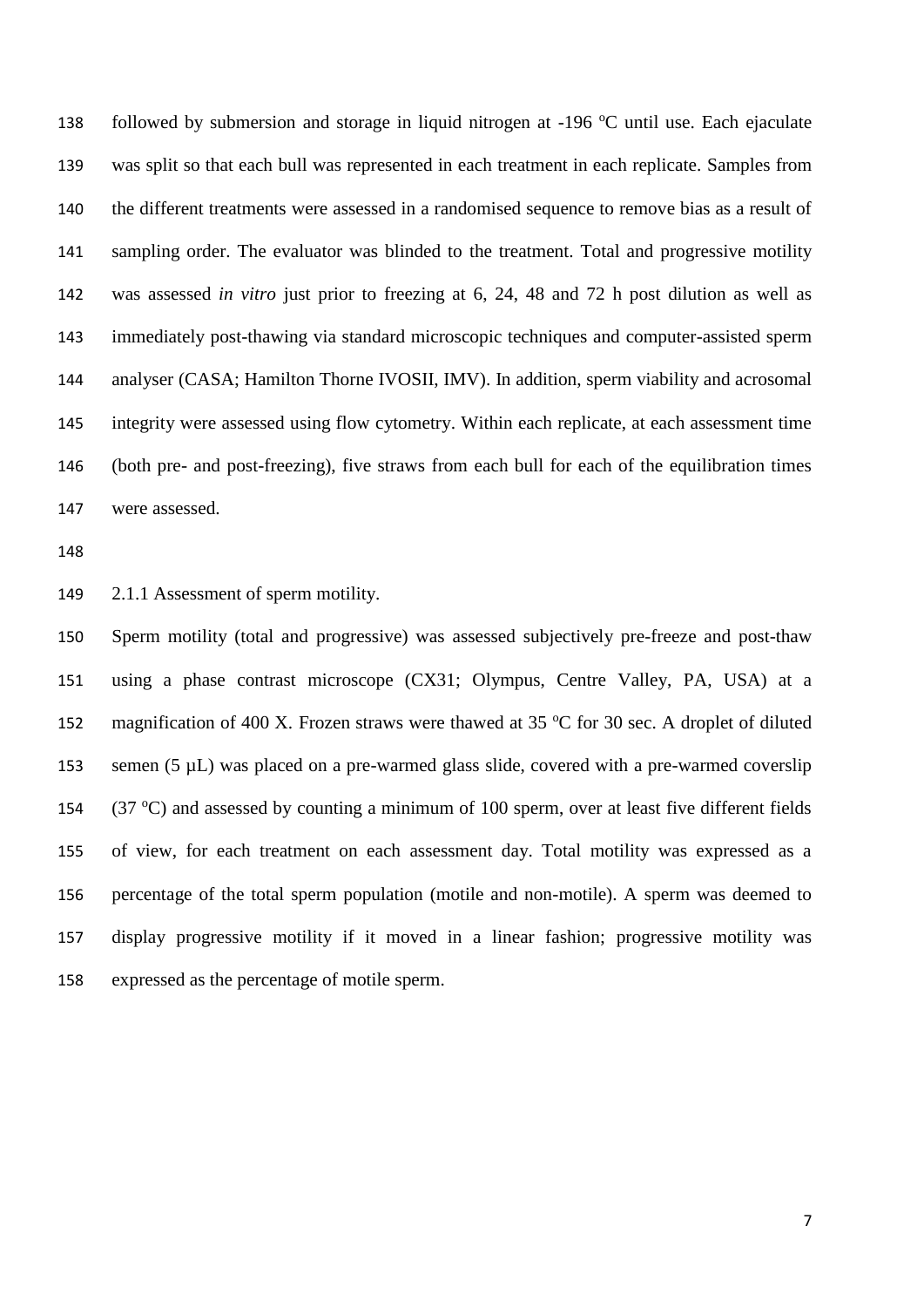followed by submersion and storage in liquid nitrogen at -196 °C until use. Each ejaculate was split so that each bull was represented in each treatment in each replicate. Samples from the different treatments were assessed in a randomised sequence to remove bias as a result of sampling order. The evaluator was blinded to the treatment. Total and progressive motility was assessed *in vitro* just prior to freezing at 6, 24, 48 and 72 h post dilution as well as immediately post-thawing via standard microscopic techniques and computer-assisted sperm analyser (CASA; Hamilton Thorne IVOSII, IMV). In addition, sperm viability and acrosomal integrity were assessed using flow cytometry. Within each replicate, at each assessment time (both pre- and post-freezing), five straws from each bull for each of the equilibration times were assessed.

### 2.1.1 Assessment of sperm motility.

Sperm motility (total and progressive) was assessed subjectively pre-freeze and post-thaw using a phase contrast microscope (CX31; Olympus, Centre Valley, PA, USA) at a magnification of 400 X. Frozen straws were thawed at 35 °C for 30 sec. A droplet of diluted semen (5 µL) was placed on a pre-warmed glass slide, covered with a pre-warmed coverslip (37 °C) and assessed by counting a minimum of 100 sperm, over at least five different fields of view, for each treatment on each assessment day. Total motility was expressed as a percentage of the total sperm population (motile and non-motile). A sperm was deemed to display progressive motility if it moved in a linear fashion; progressive motility was expressed as the percentage of motile sperm.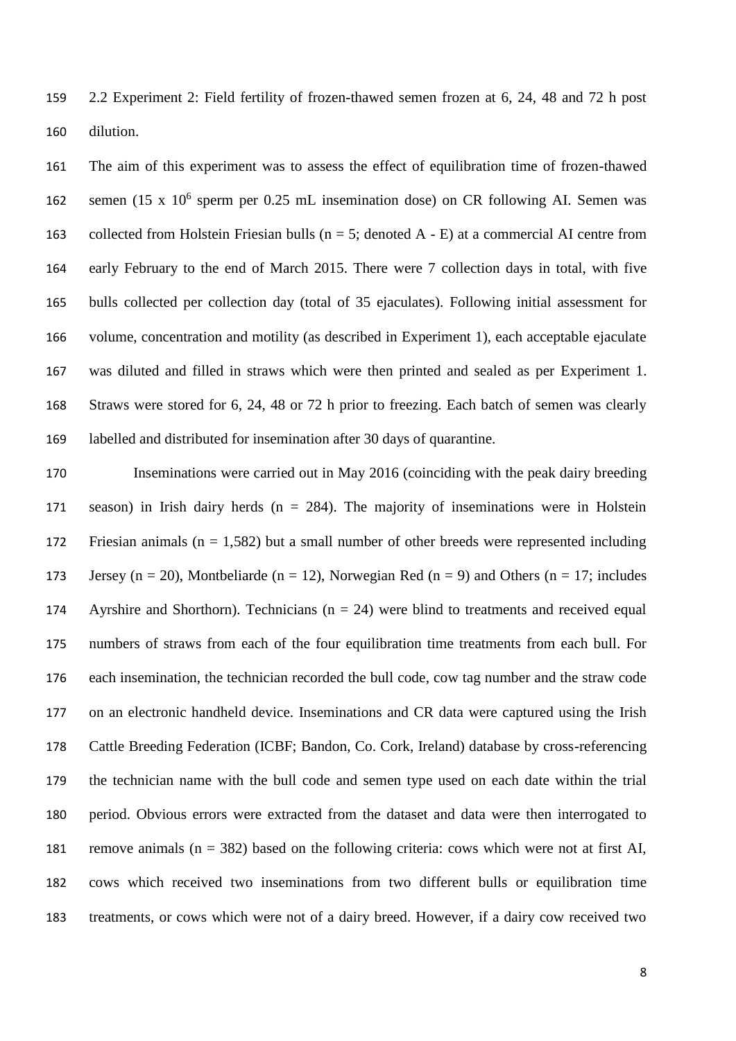### 2.2 Experiment 2: Field fertility of frozen-thawed semen frozen at 6, 24, 48 and 72 h post dilution.

The aim of this experiment was to assess the effect of equilibration time of frozen-thawed semen (15 x $10^6$ sperm per 0.25 mL insemination dose) on CR following AI. Semen was collected from Holstein Friesian bulls (n = 5; denoted A - E) at a commercial AI centre from early February to the end of March 2015. There were 7 collection days in total, with five bulls collected per collection day (total of 35 ejaculates). Following initial assessment for volume, concentration and motility (as described in Experiment 1), each acceptable ejaculate was diluted and filled in straws which were then printed and sealed as per Experiment 1. Straws were stored for 6, 24, 48 or 72 h prior to freezing. Each batch of semen was clearly labelled and distributed for insemination after 30 days of quarantine.

Inseminations were carried out in May 2016 (coinciding with the peak dairy breeding season) in Irish dairy herds (n = 284). The majority of inseminations were in Holstein Friesian animals (n = 1,582) but a small number of other breeds were represented including Jersey (n = 20), Montbeliarde (n = 12), Norwegian Red (n = 9) and Others (n = 17; includes Ayrshire and Shorthorn). Technicians (n = 24) were blind to treatments and received equal numbers of straws from each of the four equilibration time treatments from each bull. For each insemination, the technician recorded the bull code, cow tag number and the straw code on an electronic handheld device. Inseminations and CR data were captured using the Irish Cattle Breeding Federation (ICBF; Bandon, Co. Cork, Ireland) database by cross-referencing the technician name with the bull code and semen type used on each date within the trial period. Obvious errors were extracted from the dataset and data were then interrogated to remove animals (n = 382) based on the following criteria: cows which were not at first AI, cows which received two inseminations from two different bulls or equilibration time treatments, or cows which were not of a dairy breed. However, if a dairy cow received two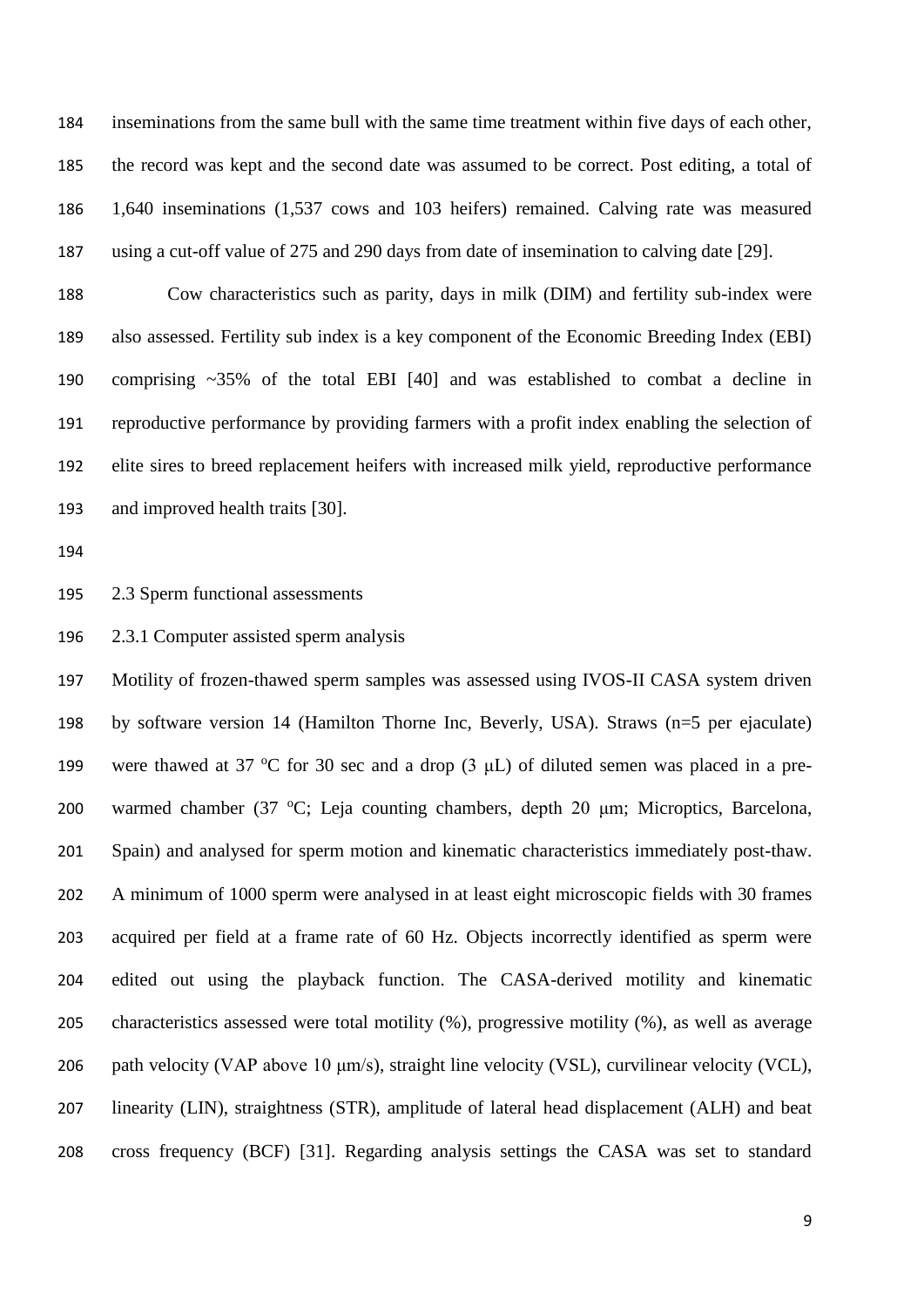inseminations from the same bull with the same time treatment within five days of each other, the record was kept and the second date was assumed to be correct. Post editing, a total of 1,640 inseminations (1,537 cows and 103 heifers) remained. Calving rate was measured using a cut-off value of 275 and 290 days from date of insemination to calving date [29].

Cow characteristics such as parity, days in milk (DIM) and fertility sub-index were also assessed. Fertility sub index is a key component of the Economic Breeding Index (EBI) comprising ~35% of the total EBI [40] and was established to combat a decline in reproductive performance by providing farmers with a profit index enabling the selection of elite sires to breed replacement heifers with increased milk yield, reproductive performance and improved health traits [30].

## 2.3 Sperm functional assessments

### 2.3.1 Computer assisted sperm analysis

Motility of frozen-thawed sperm samples was assessed using IVOS-II CASA system driven by software version 14 (Hamilton Thorne Inc, Beverly, USA). Straws (n=5 per ejaculate) were thawed at 37 °C for 30 sec and a drop (3 μL) of diluted semen was placed in a pre-warmed chamber (37 °C; Leja counting chambers, depth 20 μm; Microptics, Barcelona, Spain) and analysed for sperm motion and kinematic characteristics immediately post-thaw. A minimum of 1000 sperm were analysed in at least eight microscopic fields with 30 frames acquired per field at a frame rate of 60 Hz. Objects incorrectly identified as sperm were edited out using the playback function. The CASA-derived motility and kinematic characteristics assessed were total motility (%), progressive motility (%), as well as average path velocity (VAP above 10 μm/s), straight line velocity (VSL), curvilinear velocity (VCL), linearity (LIN), straightness (STR), amplitude of lateral head displacement (ALH) and beat cross frequency (BCF) [31]. Regarding analysis settings the CASA was set to standard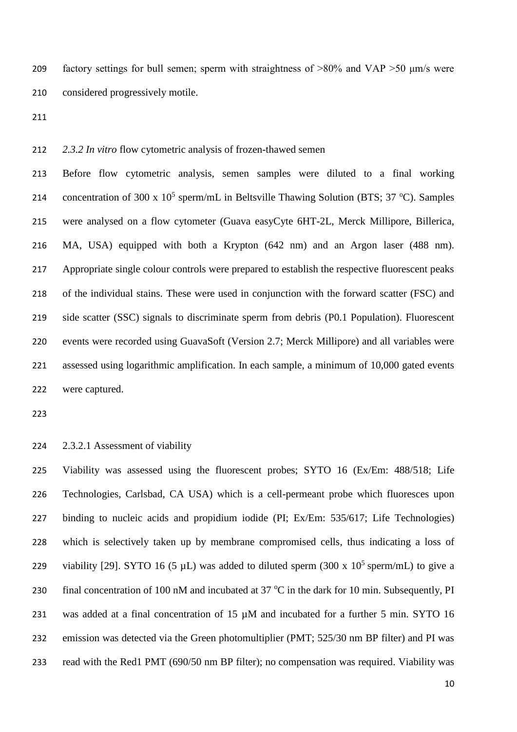factory settings for bull semen; sperm with straightness of >80% and VAP >50 μm/s were considered progressively motile.

### *2.3.2 In vitro* flow cytometric analysis of frozen-thawed semen

Before flow cytometric analysis, semen samples were diluted to a final working concentration of 300 x $10^5$ sperm/mL in Beltsville Thawing Solution (BTS; 37 °C). Samples were analysed on a flow cytometer (Guava easyCyte 6HT-2L, Merck Millipore, Billerica, MA, USA) equipped with both a Krypton (642 nm) and an Argon laser (488 nm). Appropriate single colour controls were prepared to establish the respective fluorescent peaks of the individual stains. These were used in conjunction with the forward scatter (FSC) and side scatter (SSC) signals to discriminate sperm from debris (P0.1 Population). Fluorescent events were recorded using GuavaSoft (Version 2.7; Merck Millipore) and all variables were assessed using logarithmic amplification. In each sample, a minimum of 10,000 gated events were captured.

#### 2.3.2.1 Assessment of viability

Viability was assessed using the fluorescent probes; SYTO 16 (Ex/Em: 488/518; Life Technologies, Carlsbad, CA USA) which is a cell-permeant probe which fluoresces upon binding to nucleic acids and propidium iodide (PI; Ex/Em: 535/617; Life Technologies) which is selectively taken up by membrane compromised cells, thus indicating a loss of viability [29]. SYTO 16 (5 µL) was added to diluted sperm (300 x $10^5$ sperm/mL) to give a final concentration of 100 nM and incubated at 37 °C in the dark for 10 min. Subsequently, PI was added at a final concentration of 15 µM and incubated for a further 5 min. SYTO 16 emission was detected via the Green photomultiplier (PMT; 525/30 nm BP filter) and PI was read with the Red1 PMT (690/50 nm BP filter); no compensation was required. Viability was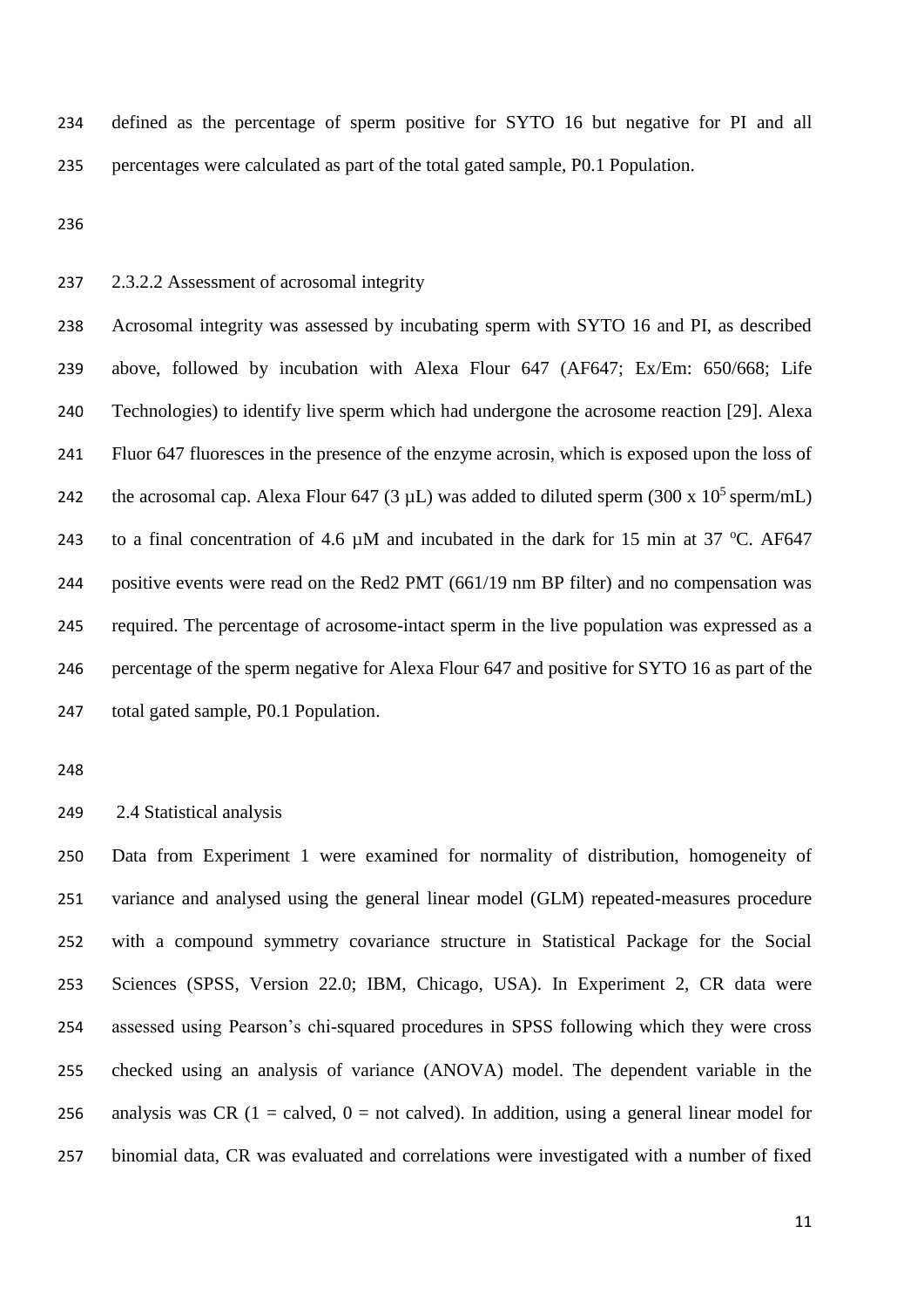defined as the percentage of sperm positive for SYTO 16 but negative for PI and all percentages were calculated as part of the total gated sample, P0.1 Population.

#### 2.3.2.2 Assessment of acrosomal integrity

Acrosomal integrity was assessed by incubating sperm with SYTO 16 and PI, as described above, followed by incubation with Alexa Flour 647 (AF647; Ex/Em: 650/668; Life Technologies) to identify live sperm which had undergone the acrosome reaction [29]. Alexa Fluor 647 fluoresces in the presence of the enzyme acrosin, which is exposed upon the loss of the acrosomal cap. Alexa Flour 647 (3 µL) was added to diluted sperm (300 x $10^5$ sperm/mL) to a final concentration of 4.6 µM and incubated in the dark for 15 min at 37 °C. AF647 positive events were read on the Red2 PMT (661/19 nm BP filter) and no compensation was required. The percentage of acrosome-intact sperm in the live population was expressed as a percentage of the sperm negative for Alexa Flour 647 and positive for SYTO 16 as part of the total gated sample, P0.1 Population.

### 2.4 Statistical analysis

Data from Experiment 1 were examined for normality of distribution, homogeneity of variance and analysed using the general linear model (GLM) repeated-measures procedure with a compound symmetry covariance structure in Statistical Package for the Social Sciences (SPSS, Version 22.0; IBM, Chicago, USA). In Experiment 2, CR data were assessed using Pearson's chi-squared procedures in SPSS following which they were cross checked using an analysis of variance (ANOVA) model. The dependent variable in the analysis was CR (1 = calved, 0 = not calved). In addition, using a general linear model for binomial data, CR was evaluated and correlations were investigated with a number of fixed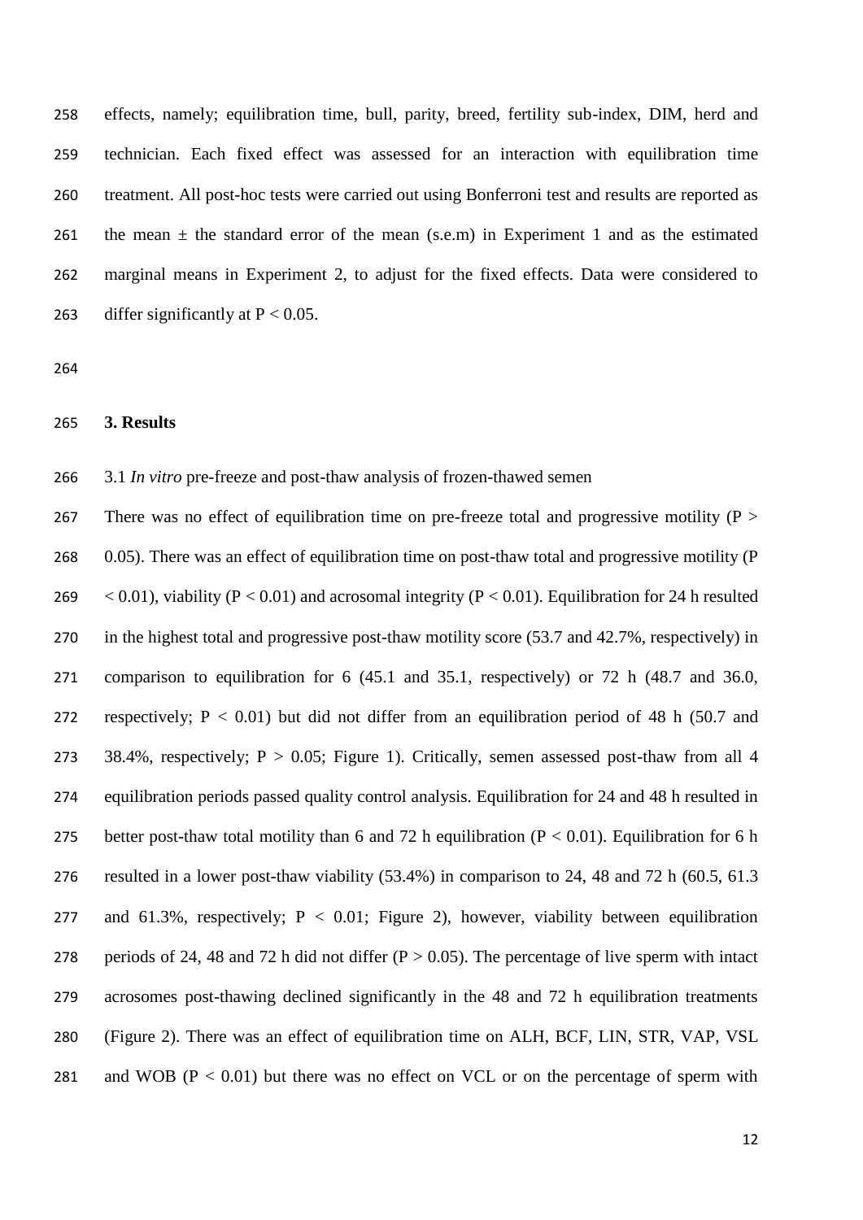effects, namely; equilibration time, bull, parity, breed, fertility sub-index, DIM, herd and technician. Each fixed effect was assessed for an interaction with equilibration time treatment. All post-hoc tests were carried out using Bonferroni test and results are reported as the mean ± the standard error of the mean (s.e.m) in Experiment 1 and as the estimated marginal means in Experiment 2, to adjust for the fixed effects. Data were considered to differ significantly at $P < 0.05$.

## 3. Results

3.1 *In vitro* pre-freeze and post-thaw analysis of frozen-thawed semen

There was no effect of equilibration time on pre-freeze total and progressive motility ($P > 0.05$). There was an effect of equilibration time on post-thaw total and progressive motility ($P < 0.01$), viability ($P < 0.01$) and acrosomal integrity ($P < 0.01$). Equilibration for 24 h resulted in the highest total and progressive post-thaw motility score (53.7 and 42.7%, respectively) in comparison to equilibration for 6 (45.1 and 35.1, respectively) or 72 h (48.7 and 36.0, respectively; $P < 0.01$) but did not differ from an equilibration period of 48 h (50.7 and 38.4%, respectively; $P > 0.05$; Figure 1). Critically, semen assessed post-thaw from all 4 equilibration periods passed quality control analysis. Equilibration for 24 and 48 h resulted in better post-thaw total motility than 6 and 72 h equilibration ($P < 0.01$). Equilibration for 6 h resulted in a lower post-thaw viability (53.4%) in comparison to 24, 48 and 72 h (60.5, 61.3 and 61.3%, respectively; $P < 0.01$; Figure 2), however, viability between equilibration periods of 24, 48 and 72 h did not differ ($P > 0.05$). The percentage of live sperm with intact acrosomes post-thawing declined significantly in the 48 and 72 h equilibration treatments (Figure 2). There was an effect of equilibration time on ALH, BCF, LIN, STR, VAP, VSL and WOB ($P < 0.01$) but there was no effect on VCL or on the percentage of sperm with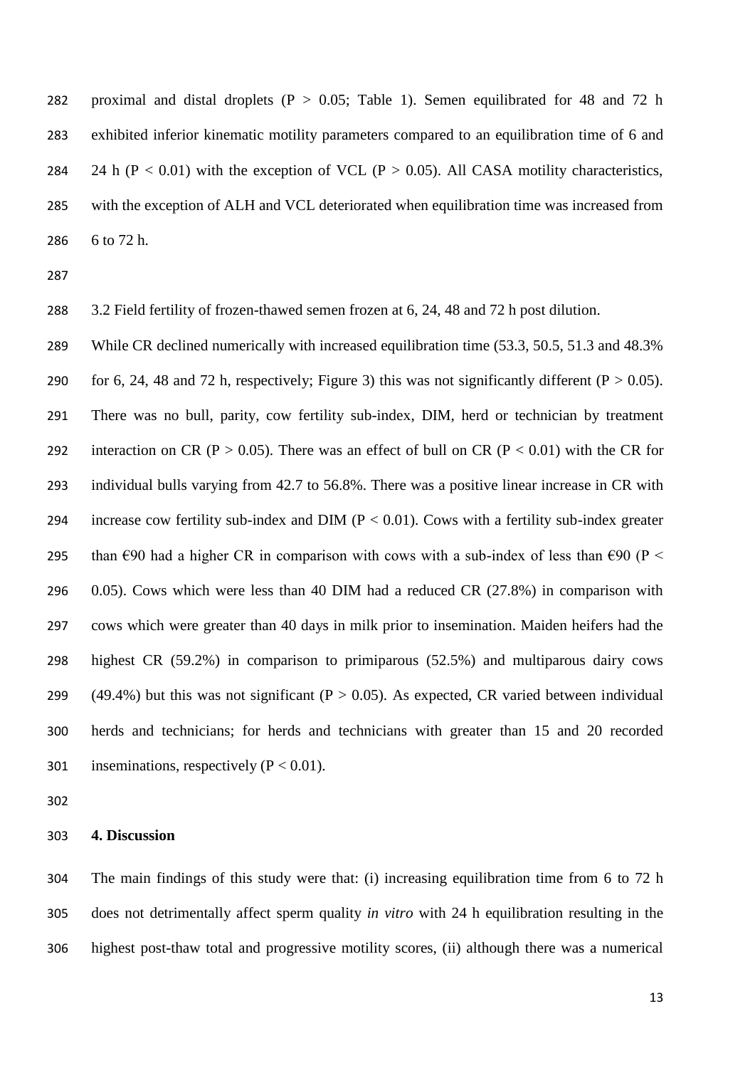proximal and distal droplets ($P > 0.05$; Table 1). Semen equilibrated for 48 and 72 h exhibited inferior kinematic motility parameters compared to an equilibration time of 6 and 24 h ($P < 0.01$) with the exception of VCL ($P > 0.05$). All CASA motility characteristics, with the exception of ALH and VCL deteriorated when equilibration time was increased from 6 to 72 h.

3.2 Field fertility of frozen-thawed semen frozen at 6, 24, 48 and 72 h post dilution.

While CR declined numerically with increased equilibration time (53.3, 50.5, 51.3 and 48.3% for 6, 24, 48 and 72 h, respectively; Figure 3) this was not significantly different ($P > 0.05$). There was no bull, parity, cow fertility sub-index, DIM, herd or technician by treatment interaction on CR ($P > 0.05$). There was an effect of bull on CR ($P < 0.01$) with the CR for individual bulls varying from 42.7 to 56.8%. There was a positive linear increase in CR with increase cow fertility sub-index and DIM ($P < 0.01$). Cows with a fertility sub-index greater than €90 had a higher CR in comparison with cows with a sub-index of less than €90 ($P < 0.05$). Cows which were less than 40 DIM had a reduced CR (27.8%) in comparison with cows which were greater than 40 days in milk prior to insemination. Maiden heifers had the highest CR (59.2%) in comparison to primiparous (52.5%) and multiparous dairy cows (49.4%) but this was not significant ($P > 0.05$). As expected, CR varied between individual herds and technicians; for herds and technicians with greater than 15 and 20 recorded inseminations, respectively ($P < 0.01$).

## 4. Discussion

The main findings of this study were that: (i) increasing equilibration time from 6 to 72 h does not detrimentally affect sperm quality *in vitro* with 24 h equilibration resulting in the highest post-thaw total and progressive motility scores, (ii) although there was a numerical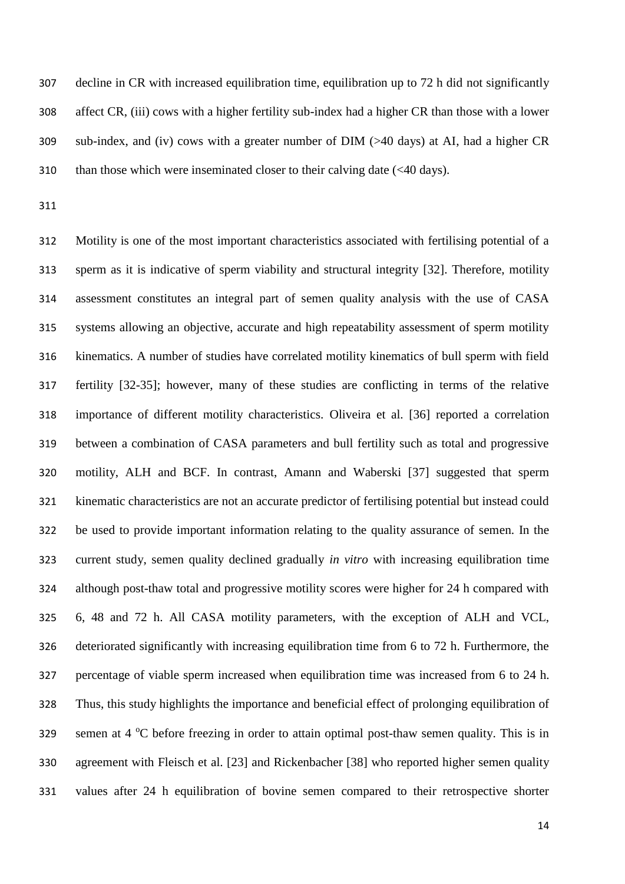decline in CR with increased equilibration time, equilibration up to 72 h did not significantly affect CR, (iii) cows with a higher fertility sub-index had a higher CR than those with a lower sub-index, and (iv) cows with a greater number of DIM (>40 days) at AI, had a higher CR than those which were inseminated closer to their calving date (<40 days).

Motility is one of the most important characteristics associated with fertilising potential of a sperm as it is indicative of sperm viability and structural integrity [32]. Therefore, motility assessment constitutes an integral part of semen quality analysis with the use of CASA systems allowing an objective, accurate and high repeatability assessment of sperm motility kinematics. A number of studies have correlated motility kinematics of bull sperm with field fertility [32-35]; however, many of these studies are conflicting in terms of the relative importance of different motility characteristics. Oliveira et al. [36] reported a correlation between a combination of CASA parameters and bull fertility such as total and progressive motility, ALH and BCF. In contrast, Amann and Waberski [37] suggested that sperm kinematic characteristics are not an accurate predictor of fertilising potential but instead could be used to provide important information relating to the quality assurance of semen. In the current study, semen quality declined gradually *in vitro* with increasing equilibration time although post-thaw total and progressive motility scores were higher for 24 h compared with 6, 48 and 72 h. All CASA motility parameters, with the exception of ALH and VCL, deteriorated significantly with increasing equilibration time from 6 to 72 h. Furthermore, the percentage of viable sperm increased when equilibration time was increased from 6 to 24 h. Thus, this study highlights the importance and beneficial effect of prolonging equilibration of semen at 4 $^{o}$C before freezing in order to attain optimal post-thaw semen quality. This is in agreement with Fleisch et al. [23] and Rickenbacher [38] who reported higher semen quality values after 24 h equilibration of bovine semen compared to their retrospective shorter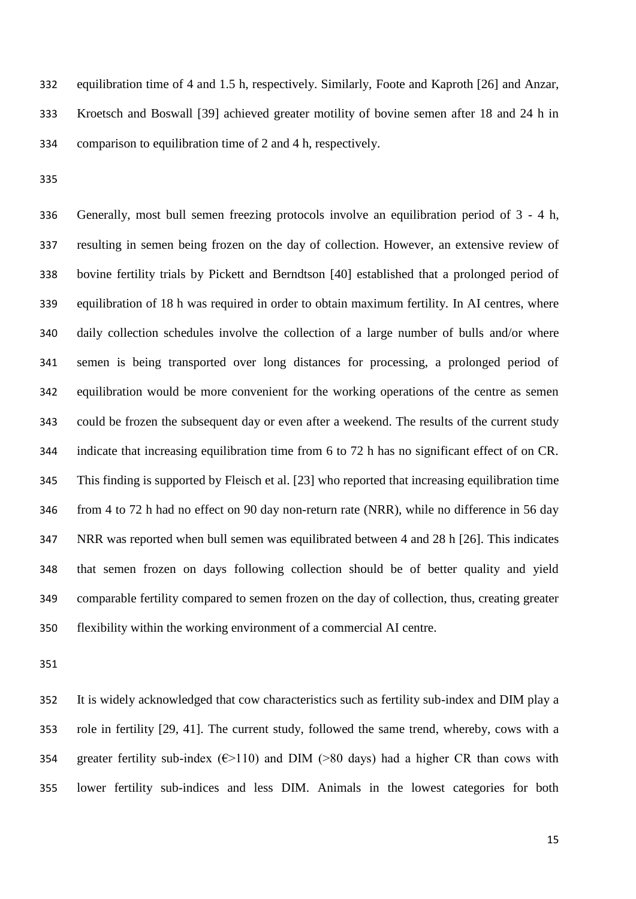equilibration time of 4 and 1.5 h, respectively. Similarly, Foote and Kaproth [26] and Anzar, Kroetsch and Boswall [39] achieved greater motility of bovine semen after 18 and 24 h in comparison to equilibration time of 2 and 4 h, respectively.

Generally, most bull semen freezing protocols involve an equilibration period of 3 - 4 h, resulting in semen being frozen on the day of collection. However, an extensive review of bovine fertility trials by Pickett and Berndtson [40] established that a prolonged period of equilibration of 18 h was required in order to obtain maximum fertility. In AI centres, where daily collection schedules involve the collection of a large number of bulls and/or where semen is being transported over long distances for processing, a prolonged period of equilibration would be more convenient for the working operations of the centre as semen could be frozen the subsequent day or even after a weekend. The results of the current study indicate that increasing equilibration time from 6 to 72 h has no significant effect of on CR. This finding is supported by Fleisch et al. [23] who reported that increasing equilibration time from 4 to 72 h had no effect on 90 day non-return rate (NRR), while no difference in 56 day NRR was reported when bull semen was equilibrated between 4 and 28 h [26]. This indicates that semen frozen on days following collection should be of better quality and yield comparable fertility compared to semen frozen on the day of collection, thus, creating greater flexibility within the working environment of a commercial AI centre.

It is widely acknowledged that cow characteristics such as fertility sub-index and DIM play a role in fertility [29, 41]. The current study, followed the same trend, whereby, cows with a greater fertility sub-index (€>110) and DIM (>80 days) had a higher CR than cows with lower fertility sub-indices and less DIM. Animals in the lowest categories for both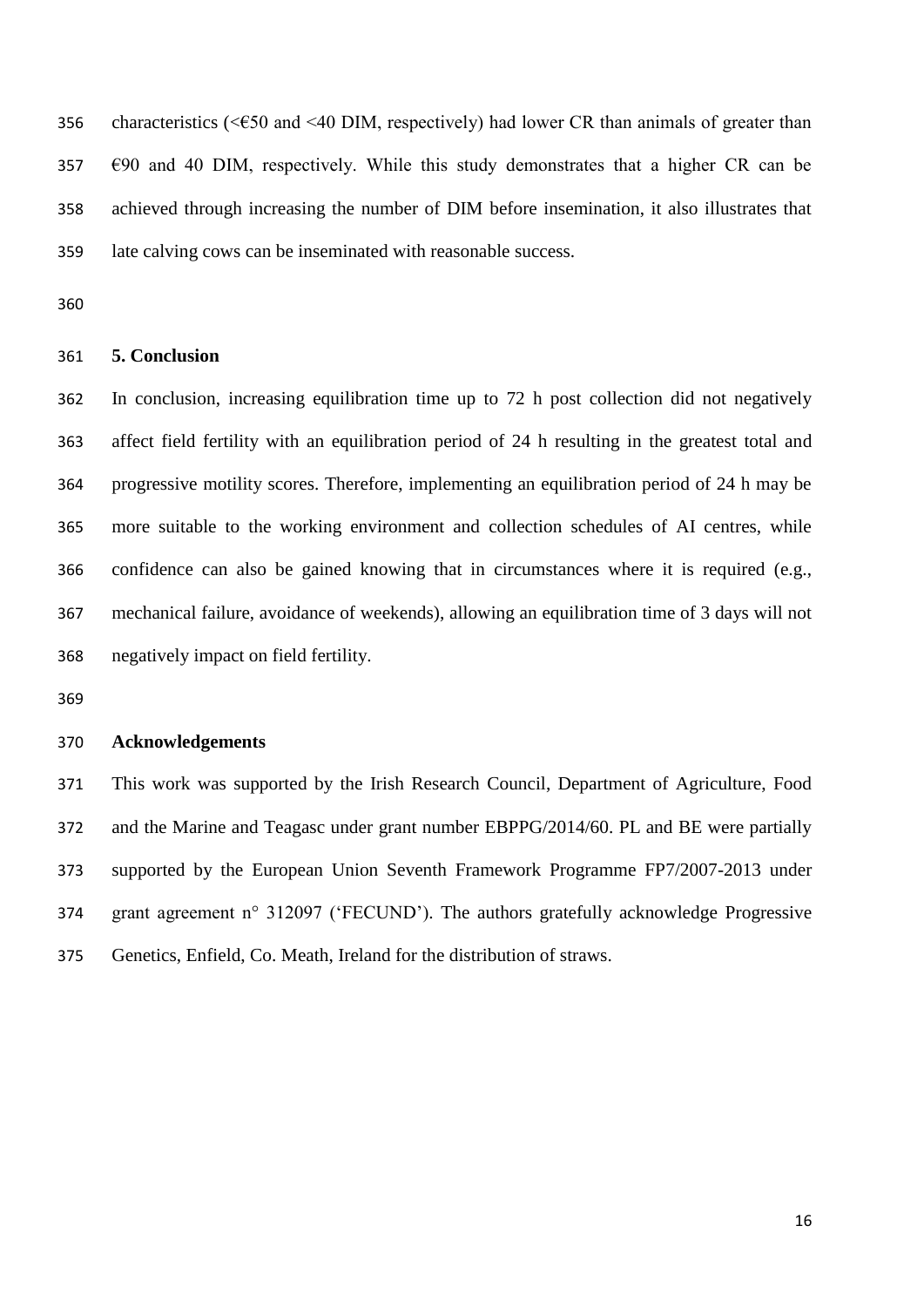characteristics (<€50 and <40 DIM, respectively) had lower CR than animals of greater than €90 and 40 DIM, respectively. While this study demonstrates that a higher CR can be achieved through increasing the number of DIM before insemination, it also illustrates that late calving cows can be inseminated with reasonable success.

## 5. Conclusion

In conclusion, increasing equilibration time up to 72 h post collection did not negatively affect field fertility with an equilibration period of 24 h resulting in the greatest total and progressive motility scores. Therefore, implementing an equilibration period of 24 h may be more suitable to the working environment and collection schedules of AI centres, while confidence can also be gained knowing that in circumstances where it is required (e.g., mechanical failure, avoidance of weekends), allowing an equilibration time of 3 days will not negatively impact on field fertility.

## Acknowledgements

This work was supported by the Irish Research Council, Department of Agriculture, Food and the Marine and Teagasc under grant number EBPPG/2014/60. PL and BE were partially supported by the European Union Seventh Framework Programme FP7/2007-2013 under grant agreement n° 312097 ('FECUND'). The authors gratefully acknowledge Progressive Genetics, Enfield, Co. Meath, Ireland for the distribution of straws.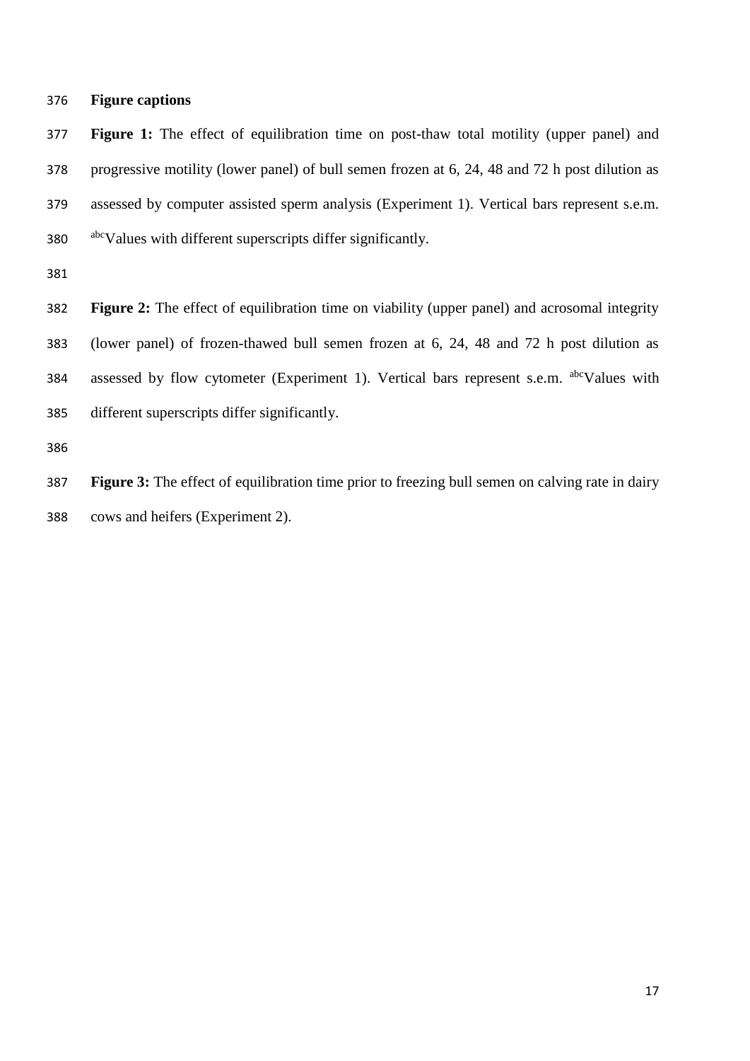## Figure captions

**Figure 1:** The effect of equilibration time on post-thaw total motility (upper panel) and progressive motility (lower panel) of bull semen frozen at 6, 24, 48 and 72 h post dilution as assessed by computer assisted sperm analysis (Experiment 1). Vertical bars represent s.e.m. [abc]Values with different superscripts differ significantly.

**Figure 2:** The effect of equilibration time on viability (upper panel) and acrosomal integrity (lower panel) of frozen-thawed bull semen frozen at 6, 24, 48 and 72 h post dilution as assessed by flow cytometer (Experiment 1). Vertical bars represent s.e.m. [abc]Values with different superscripts differ significantly.

**Figure 3:** The effect of equilibration time prior to freezing bull semen on calving rate in dairy cows and heifers (Experiment 2).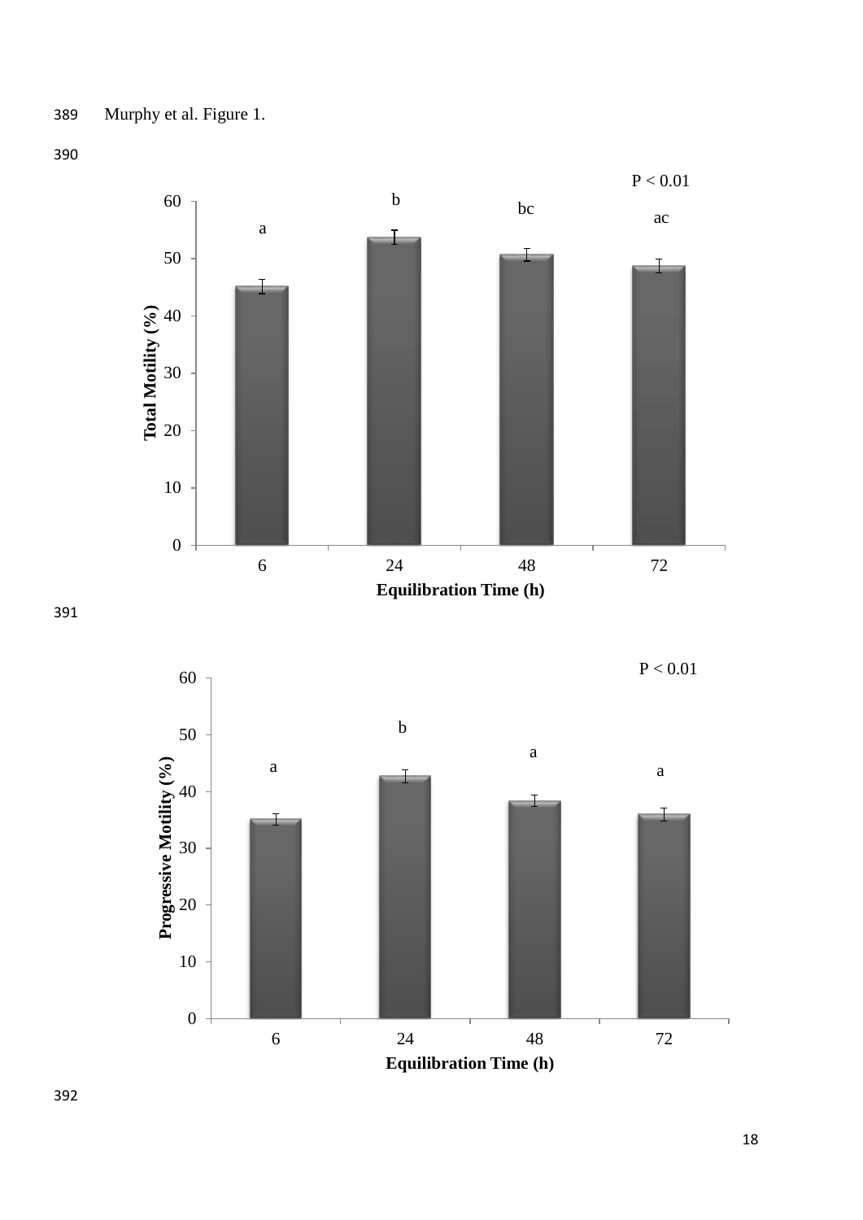Murphy et al. Figure 1.

P < 0.01

60
50
40
30
20
10
0

a
b
bc
ac

Total Motility (%)

6
24
48
72

Equilibration Time (h)

P < 0.01

60
50
40
30
20
10
0

a
b
a
a

Progressive Motility (%)

6
24
48
72

Equilibration Time (h)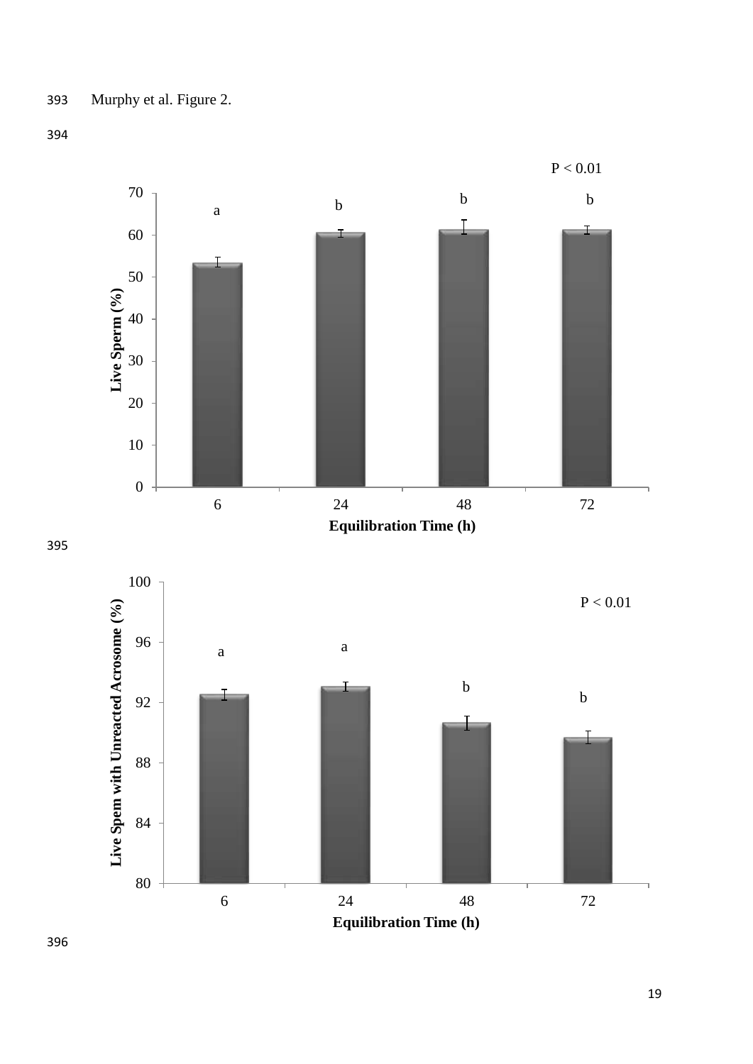Murphy et al. Figure 2.

P < 0.01

70
60
50
40
30
20
10
0

a b b b

Live Sperm (%)

6 24 48 72

Equilibration Time (h)

100
96
92
88
84
80

P < 0.01

a a b b

Live Spem with Unreacted Acrosome (%)

6 24 48 72

Equilibration Time (h)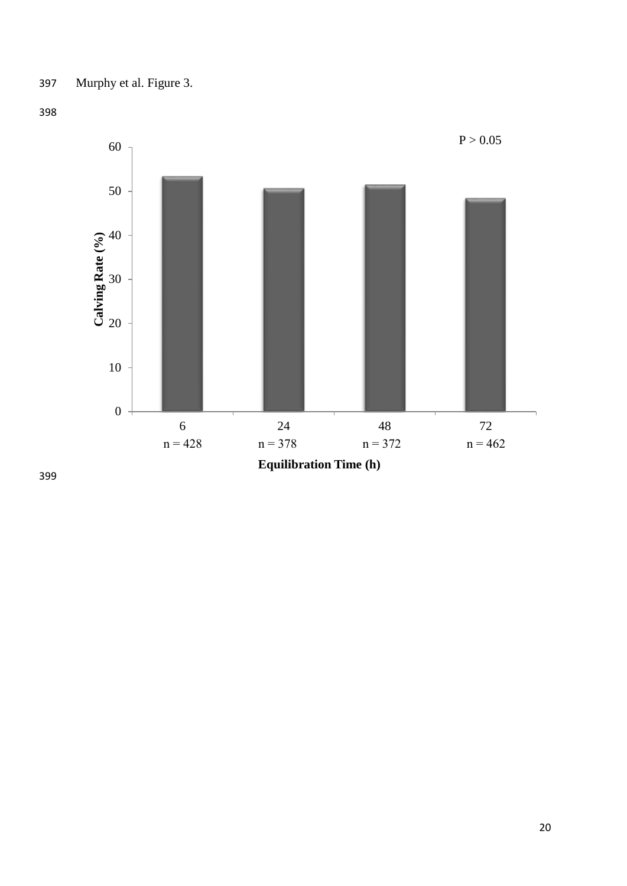Murphy et al. Figure 3.

P > 0.05

Calving Rate (%)

60

50

40

30

20

10

0

6
n = 428

24
n = 378

48
n = 372

72
n = 462

Equilibration Time (h)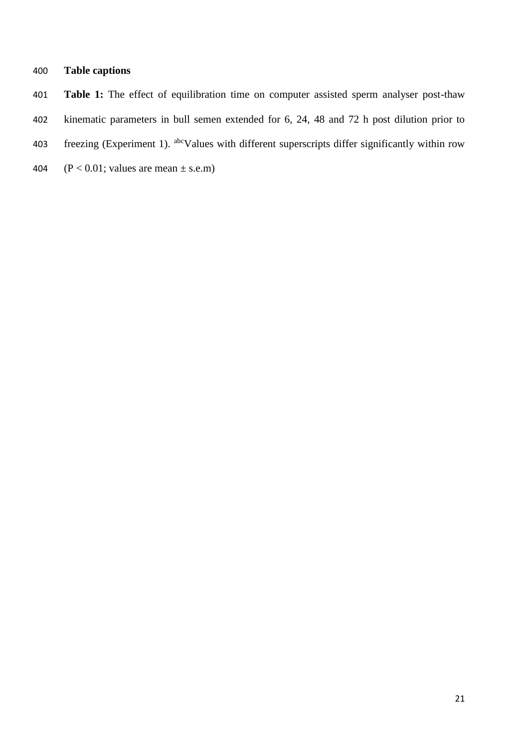## Table captions

**Table 1:** The effect of equilibration time on computer assisted sperm analyser post-thaw kinematic parameters in bull semen extended for 6, 24, 48 and 72 h post dilution prior to freezing (Experiment 1). [abc]Values with different superscripts differ significantly within row ($P < 0.01$; values are mean ± s.e.m)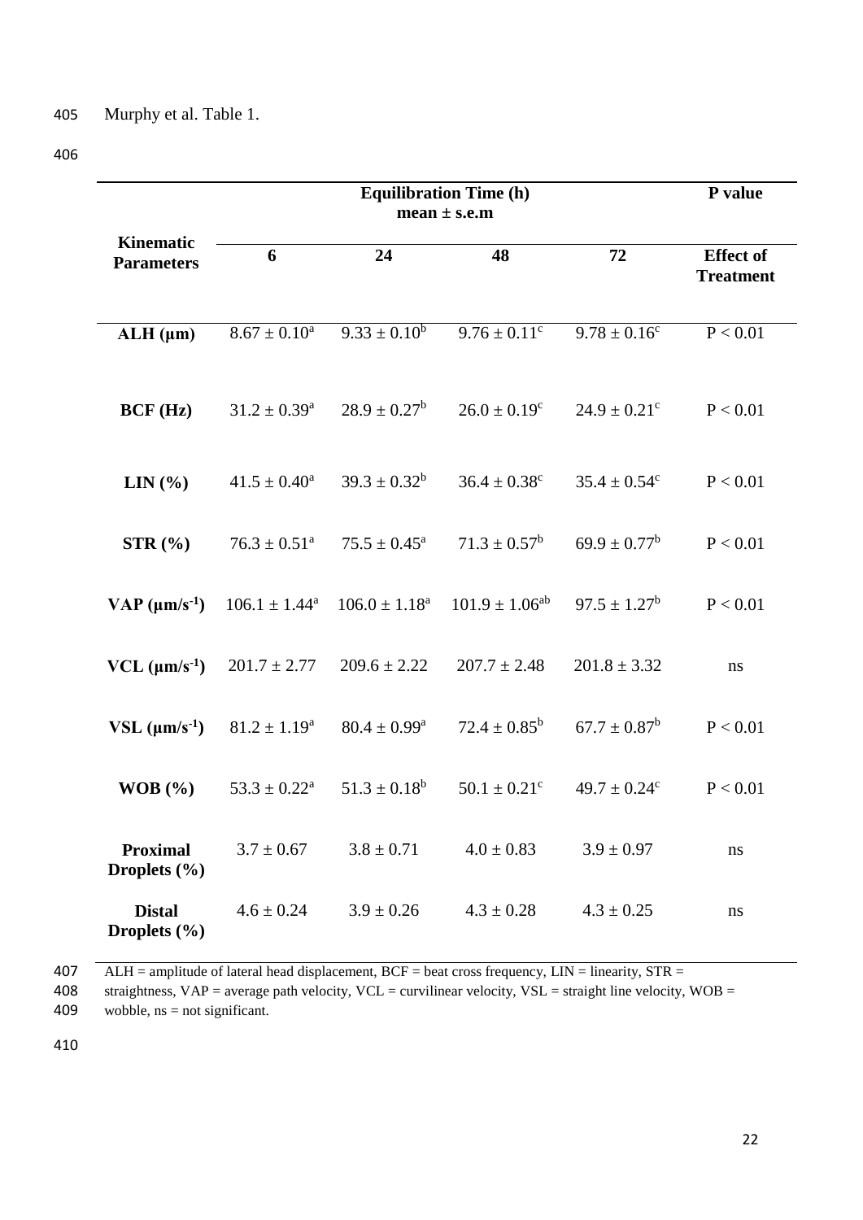Murphy et al. Table 1.

| Kinematic Parameters | Equilibration Time (h) mean ± s.e.m | | | | P value |
|---|---|---|---|---|---|
| | 6 | 24 | 48 | 72 | Effect of Treatment |
| **ALH (μm)** | 8.67 ± 0.10$^{a}$ | 9.33 ± 0.10$^{b}$ | 9.76 ± 0.11$^{c}$ | 9.78 ± 0.16$^{c}$ | P < 0.01 |
| **BCF (Hz)** | 31.2 ± 0.39$^{a}$ | 28.9 ± 0.27$^{b}$ | 26.0 ± 0.19$^{c}$ | 24.9 ± 0.21$^{c}$ | P < 0.01 |
| **LIN (%)** | 41.5 ± 0.40$^{a}$ | 39.3 ± 0.32$^{b}$ | 36.4 ± 0.38$^{c}$ | 35.4 ± 0.54$^{c}$ | P < 0.01 |
| **STR (%)** | 76.3 ± 0.51$^{a}$ | 75.5 ± 0.45$^{a}$ | 71.3 ± 0.57$^{b}$ | 69.9 ± 0.77$^{b}$ | P < 0.01 |
| **VAP (μm/s$^{-1}$)** | 106.1 ± 1.44$^{a}$ | 106.0 ± 1.18$^{a}$ | 101.9 ± 1.06$^{ab}$ | 97.5 ± 1.27$^{b}$ | P < 0.01 |
| **VCL (μm/s$^{-1}$)** | 201.7 ± 2.77 | 209.6 ± 2.22 | 207.7 ± 2.48 | 201.8 ± 3.32 | ns |
| **VSL (μm/s$^{-1}$)** | 81.2 ± 1.19$^{a}$ | 80.4 ± 0.99$^{a}$ | 72.4 ± 0.85$^{b}$ | 67.7 ± 0.87$^{b}$ | P < 0.01 |
| **WOB (%)** | 53.3 ± 0.22$^{a}$ | 51.3 ± 0.18$^{b}$ | 50.1 ± 0.21$^{c}$ | 49.7 ± 0.24$^{c}$ | P < 0.01 |
| **Proximal Droplets (%)** | 3.7 ± 0.67 | 3.8 ± 0.71 | 4.0 ± 0.83 | 3.9 ± 0.97 | ns |
| **Distal Droplets (%)** | 4.6 ± 0.24 | 3.9 ± 0.26 | 4.3 ± 0.28 | 4.3 ± 0.25 | ns |

ALH = amplitude of lateral head displacement, BCF = beat cross frequency, LIN = linearity, STR = straightness, VAP = average path velocity, VCL = curvilinear velocity, VSL = straight line velocity, WOB = wobble, ns = not significant.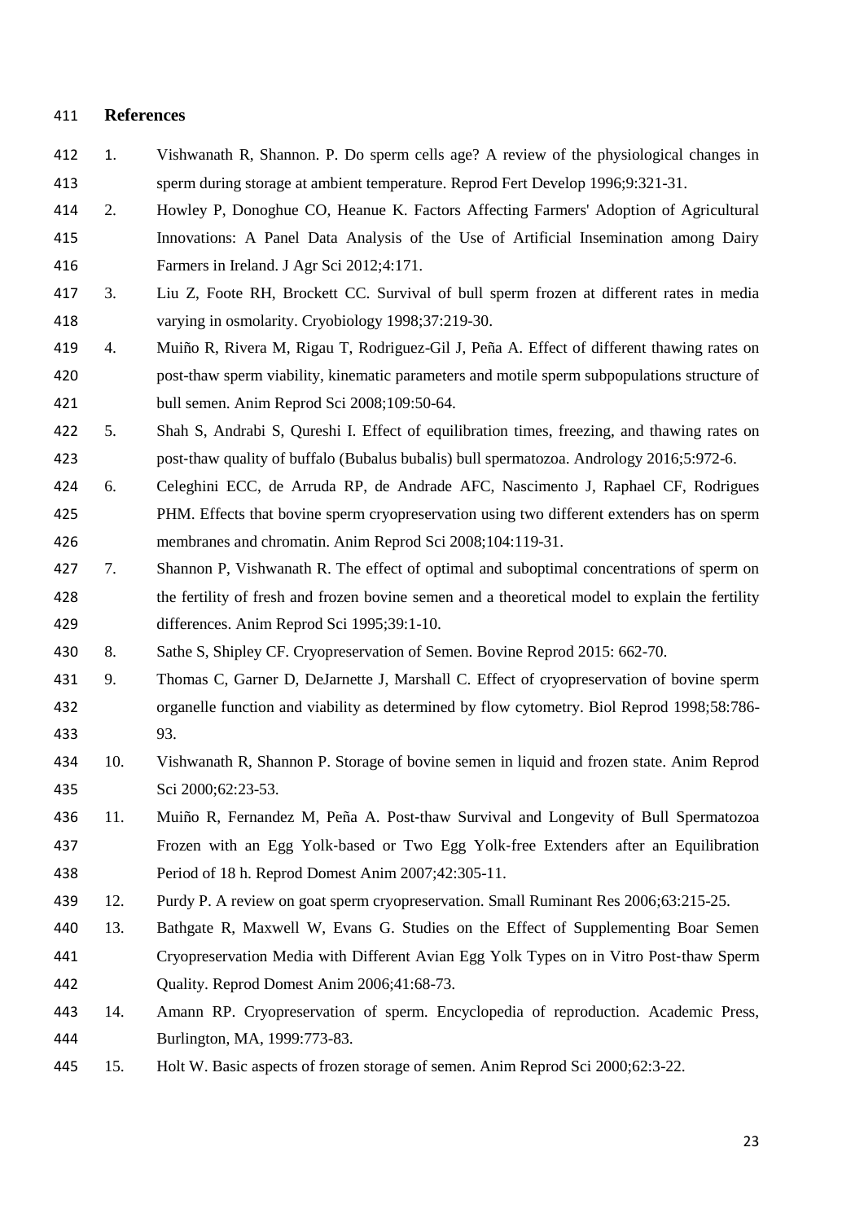## References

1. Vishwanath R, Shannon. P. Do sperm cells age? A review of the physiological changes in sperm during storage at ambient temperature. Reprod Fert Develop 1996;9:321-31.
2. Howley P, Donoghue CO, Heanue K. Factors Affecting Farmers' Adoption of Agricultural Innovations: A Panel Data Analysis of the Use of Artificial Insemination among Dairy Farmers in Ireland. J Agr Sci 2012;4:171.
3. Liu Z, Foote RH, Brockett CC. Survival of bull sperm frozen at different rates in media varying in osmolarity. Cryobiology 1998;37:219-30.
4. Muiño R, Rivera M, Rigau T, Rodriguez-Gil J, Peña A. Effect of different thawing rates on post-thaw sperm viability, kinematic parameters and motile sperm subpopulations structure of bull semen. Anim Reprod Sci 2008;109:50-64.
5. Shah S, Andrabi S, Qureshi I. Effect of equilibration times, freezing, and thawing rates on post-thaw quality of buffalo (Bubalus bubalis) bull spermatozoa. Andrology 2016;5:972-6.
6. Celeghini ECC, de Arruda RP, de Andrade AFC, Nascimento J, Raphael CF, Rodrigues PHM. Effects that bovine sperm cryopreservation using two different extenders has on sperm membranes and chromatin. Anim Reprod Sci 2008;104:119-31.
7. Shannon P, Vishwanath R. The effect of optimal and suboptimal concentrations of sperm on the fertility of fresh and frozen bovine semen and a theoretical model to explain the fertility differences. Anim Reprod Sci 1995;39:1-10.
8. Sathe S, Shipley CF. Cryopreservation of Semen. Bovine Reprod 2015: 662-70.
9. Thomas C, Garner D, DeJarnette J, Marshall C. Effect of cryopreservation of bovine sperm organelle function and viability as determined by flow cytometry. Biol Reprod 1998;58:786-93.
10. Vishwanath R, Shannon P. Storage of bovine semen in liquid and frozen state. Anim Reprod Sci 2000;62:23-53.
11. Muiño R, Fernandez M, Peña A. Post-thaw Survival and Longevity of Bull Spermatozoa Frozen with an Egg Yolk-based or Two Egg Yolk-free Extenders after an Equilibration Period of 18 h. Reprod Domest Anim 2007;42:305-11.
12. Purdy P. A review on goat sperm cryopreservation. Small Ruminant Res 2006;63:215-25.
13. Bathgate R, Maxwell W, Evans G. Studies on the Effect of Supplementing Boar Semen Cryopreservation Media with Different Avian Egg Yolk Types on in Vitro Post-thaw Sperm Quality. Reprod Domest Anim 2006;41:68-73.
14. Amann RP. Cryopreservation of sperm. Encyclopedia of reproduction. Academic Press, Burlington, MA, 1999:773-83.
15. Holt W. Basic aspects of frozen storage of semen. Anim Reprod Sci 2000;62:3-22.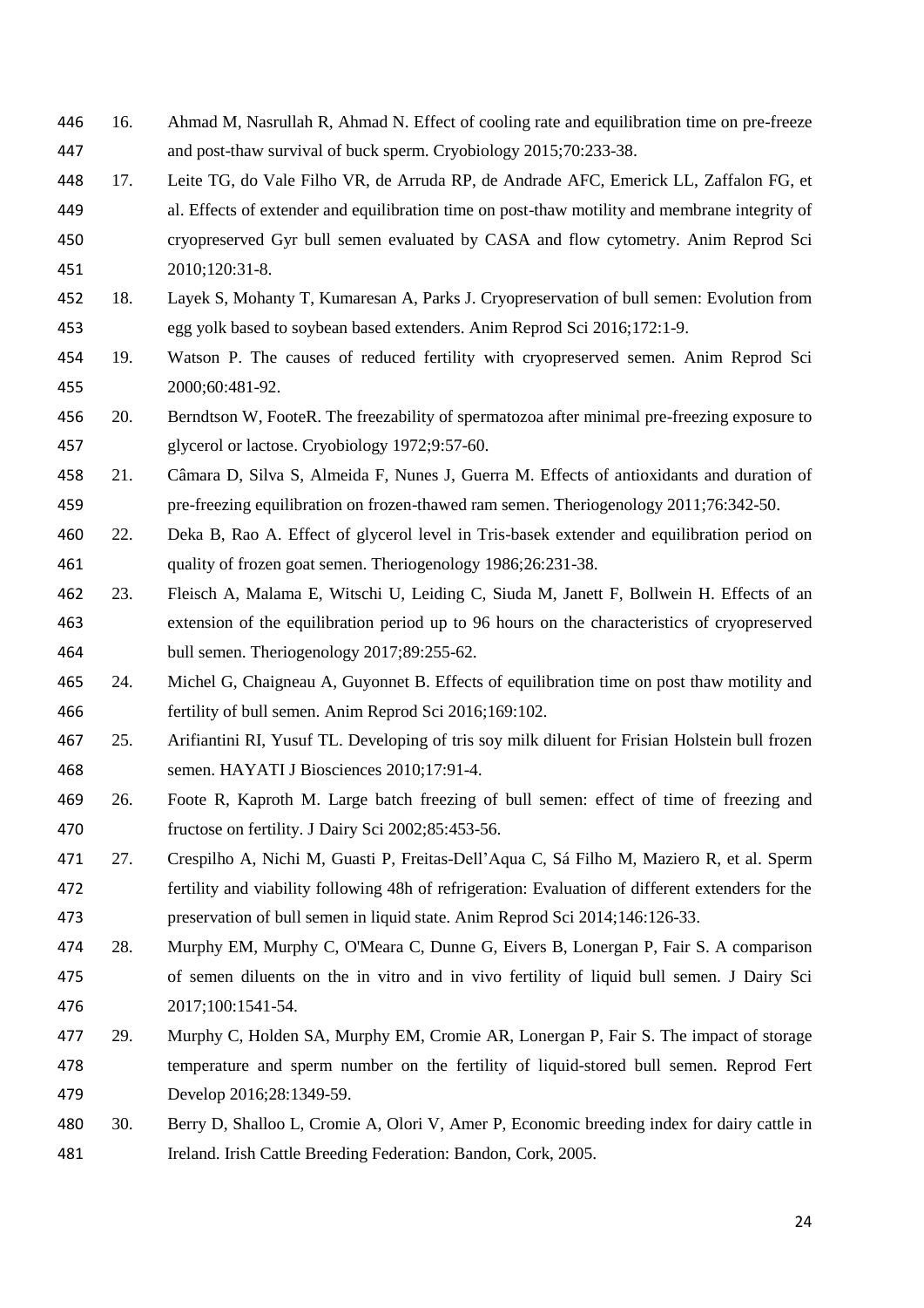16. Ahmad M, Nasrullah R, Ahmad N. Effect of cooling rate and equilibration time on pre-freeze and post-thaw survival of buck sperm. Cryobiology 2015;70:233-38.
17. Leite TG, do Vale Filho VR, de Arruda RP, de Andrade AFC, Emerick LL, Zaffalon FG, et al. Effects of extender and equilibration time on post-thaw motility and membrane integrity of cryopreserved Gyr bull semen evaluated by CASA and flow cytometry. Anim Reprod Sci 2010;120:31-8.
18. Layek S, Mohanty T, Kumaresan A, Parks J. Cryopreservation of bull semen: Evolution from egg yolk based to soybean based extenders. Anim Reprod Sci 2016;172:1-9.
19. Watson P. The causes of reduced fertility with cryopreserved semen. Anim Reprod Sci 2000;60:481-92.
20. Berndtson W, FooteR. The freezability of spermatozoa after minimal pre-freezing exposure to glycerol or lactose. Cryobiology 1972;9:57-60.
21. Câmara D, Silva S, Almeida F, Nunes J, Guerra M. Effects of antioxidants and duration of pre-freezing equilibration on frozen-thawed ram semen. Theriogenology 2011;76:342-50.
22. Deka B, Rao A. Effect of glycerol level in Tris-basek extender and equilibration period on quality of frozen goat semen. Theriogenology 1986;26:231-38.
23. Fleisch A, Malama E, Witschi U, Leiding C, Siuda M, Janett F, Bollwein H. Effects of an extension of the equilibration period up to 96 hours on the characteristics of cryopreserved bull semen. Theriogenology 2017;89:255-62.
24. Michel G, Chaigneau A, Guyonnet B. Effects of equilibration time on post thaw motility and fertility of bull semen. Anim Reprod Sci 2016;169:102.
25. Arifiantini RI, Yusuf TL. Developing of tris soy milk diluent for Frisian Holstein bull frozen semen. HAYATI J Biosciences 2010;17:91-4.
26. Foote R, Kaproth M. Large batch freezing of bull semen: effect of time of freezing and fructose on fertility. J Dairy Sci 2002;85:453-56.
27. Crespilho A, Nichi M, Guasti P, Freitas-Dell'Aqua C, Sá Filho M, Maziero R, et al. Sperm fertility and viability following 48h of refrigeration: Evaluation of different extenders for the preservation of bull semen in liquid state. Anim Reprod Sci 2014;146:126-33.
28. Murphy EM, Murphy C, O'Meara C, Dunne G, Eivers B, Lonergan P, Fair S. A comparison of semen diluents on the in vitro and in vivo fertility of liquid bull semen. J Dairy Sci 2017;100:1541-54.
29. Murphy C, Holden SA, Murphy EM, Cromie AR, Lonergan P, Fair S. The impact of storage temperature and sperm number on the fertility of liquid-stored bull semen. Reprod Fert Develop 2016;28:1349-59.
30. Berry D, Shalloo L, Cromie A, Olori V, Amer P, Economic breeding index for dairy cattle in Ireland. Irish Cattle Breeding Federation: Bandon, Cork, 2005.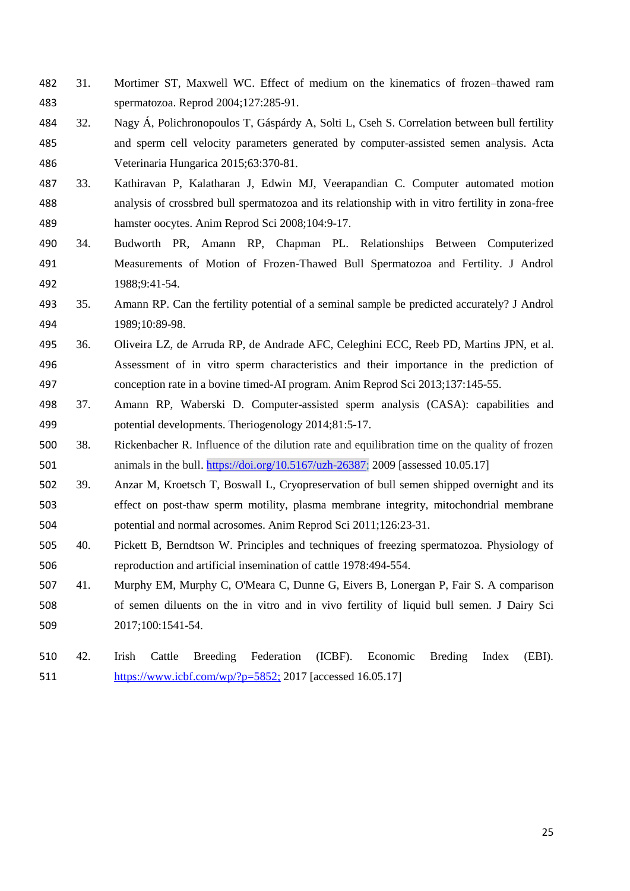31. Mortimer ST, Maxwell WC. Effect of medium on the kinematics of frozen–thawed ram spermatozoa. Reprod 2004;127:285-91.
32. Nagy Á, Polichronopoulos T, Gáspárdy A, Solti L, Cseh S. Correlation between bull fertility and sperm cell velocity parameters generated by computer-assisted semen analysis. Acta Veterinaria Hungarica 2015;63:370-81.
33. Kathiravan P, Kalatharan J, Edwin MJ, Veerapandian C. Computer automated motion analysis of crossbred bull spermatozoa and its relationship with in vitro fertility in zona-free hamster oocytes. Anim Reprod Sci 2008;104:9-17.
34. Budworth PR, Amann RP, Chapman PL. Relationships Between Computerized Measurements of Motion of Frozen-Thawed Bull Spermatozoa and Fertility. J Androl 1988;9:41-54.
35. Amann RP. Can the fertility potential of a seminal sample be predicted accurately? J Androl 1989;10:89-98.
36. Oliveira LZ, de Arruda RP, de Andrade AFC, Celeghini ECC, Reeb PD, Martins JPN, et al. Assessment of in vitro sperm characteristics and their importance in the prediction of conception rate in a bovine timed-AI program. Anim Reprod Sci 2013;137:145-55.
37. Amann RP, Waberski D. Computer-assisted sperm analysis (CASA): capabilities and potential developments. Theriogenology 2014;81:5-17.
38. Rickenbacher R. Influence of the dilution rate and equilibration time on the quality of frozen animals in the bull. https://doi.org/10.5167/uzh-26387; 2009 [assessed 10.05.17]
39. Anzar M, Kroetsch T, Boswall L, Cryopreservation of bull semen shipped overnight and its effect on post-thaw sperm motility, plasma membrane integrity, mitochondrial membrane potential and normal acrosomes. Anim Reprod Sci 2011;126:23-31.
40. Pickett B, Berndtson W. Principles and techniques of freezing spermatozoa. Physiology of reproduction and artificial insemination of cattle 1978:494-554.
41. Murphy EM, Murphy C, O'Meara C, Dunne G, Eivers B, Lonergan P, Fair S. A comparison of semen diluents on the in vitro and in vivo fertility of liquid bull semen. J Dairy Sci 2017;100:1541-54.
42. Irish Cattle Breeding Federation (ICBF). Economic Breding Index (EBI). https://www.icbf.com/wp/?p=5852; 2017 [accessed 16.05.17]